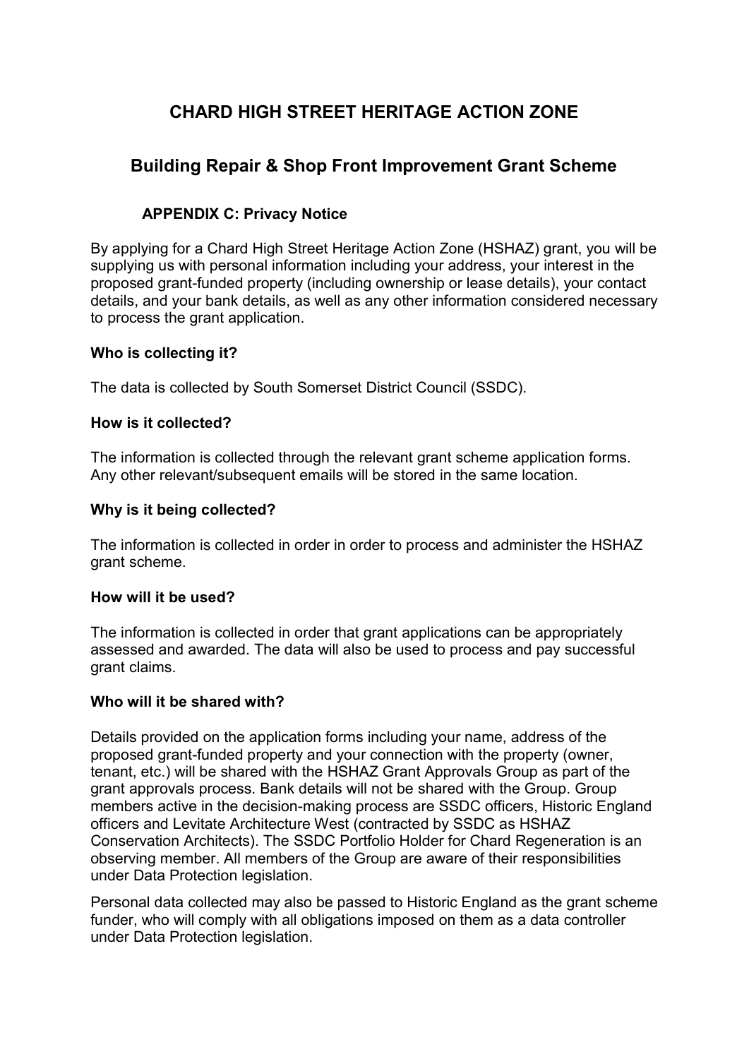# CHARD HIGH STREET HERITAGE ACTION ZONE

## Building Repair & Shop Front Improvement Grant Scheme

### APPENDIX C: Privacy Notice

By applying for a Chard High Street Heritage Action Zone (HSHAZ) grant, you will be supplying us with personal information including your address, your interest in the proposed grant-funded property (including ownership or lease details), your contact details, and your bank details, as well as any other information considered necessary to process the grant application.

**Who is collecting it?**

The data is collected by South Somerset District Council (SSDC).

**How is it collected?**

The information is collected through the relevant grant scheme application forms. Any other relevant/subsequent emails will be stored in the same location.

**Why is it being collected?**

The information is collected in order in order to process and administer the HSHAZ grant scheme.

**How will it be used?**

The information is collected in order that grant applications can be appropriately assessed and awarded. The data will also be used to process and pay successful grant claims.

**Who will it be shared with?**

Details provided on the application forms including your name, address of the proposed grant-funded property and your connection with the property (owner, tenant, etc.) will be shared with the HSHAZ Grant Approvals Group as part of the grant approvals process. Bank details will not be shared with the Group. Group members active in the decision-making process are SSDC officers, Historic England officers and Levitate Architecture West (contracted by SSDC as HSHAZ Conservation Architects). The SSDC Portfolio Holder for Chard Regeneration is an observing member. All members of the Group are aware of their responsibilities under Data Protection legislation.

Personal data collected may also be passed to Historic England as the grant scheme funder, who will comply with all obligations imposed on them as a data controller under Data Protection legislation.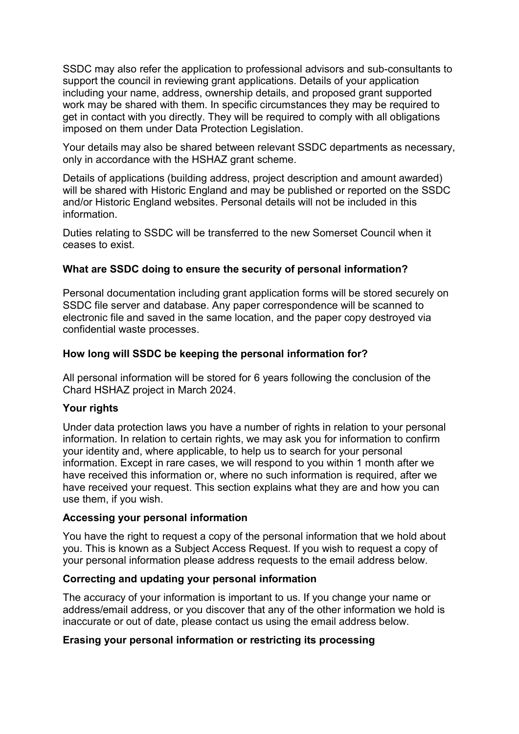SSDC may also refer the application to professional advisors and sub-consultants to support the council in reviewing grant applications. Details of your application including your name, address, ownership details, and proposed grant supported work may be shared with them. In specific circumstances they may be required to get in contact with you directly. They will be required to comply with all obligations imposed on them under Data Protection Legislation.

Your details may also be shared between relevant SSDC departments as necessary, only in accordance with the HSHAZ grant scheme.

Details of applications (building address, project description and amount awarded) will be shared with Historic England and may be published or reported on the SSDC and/or Historic England websites. Personal details will not be included in this information.

Duties relating to SSDC will be transferred to the new Somerset Council when it ceases to exist.

**What are SSDC doing to ensure the security of personal information?**

Personal documentation including grant application forms will be stored securely on SSDC file server and database. Any paper correspondence will be scanned to electronic file and saved in the same location, and the paper copy destroyed via confidential waste processes.

**How long will SSDC be keeping the personal information for?**

All personal information will be stored for 6 years following the conclusion of the Chard HSHAZ project in March 2024.

**Your rights**

Under data protection laws you have a number of rights in relation to your personal information. In relation to certain rights, we may ask you for information to confirm your identity and, where applicable, to help us to search for your personal information. Except in rare cases, we will respond to you within 1 month after we have received this information or, where no such information is required, after we have received your request. This section explains what they are and how you can use them, if you wish.

**Accessing your personal information**

You have the right to request a copy of the personal information that we hold about you. This is known as a Subject Access Request. If you wish to request a copy of your personal information please address requests to the email address below.

**Correcting and updating your personal information**

The accuracy of your information is important to us. If you change your name or address/email address, or you discover that any of the other information we hold is inaccurate or out of date, please contact us using the email address below.

**Erasing your personal information or restricting its processing**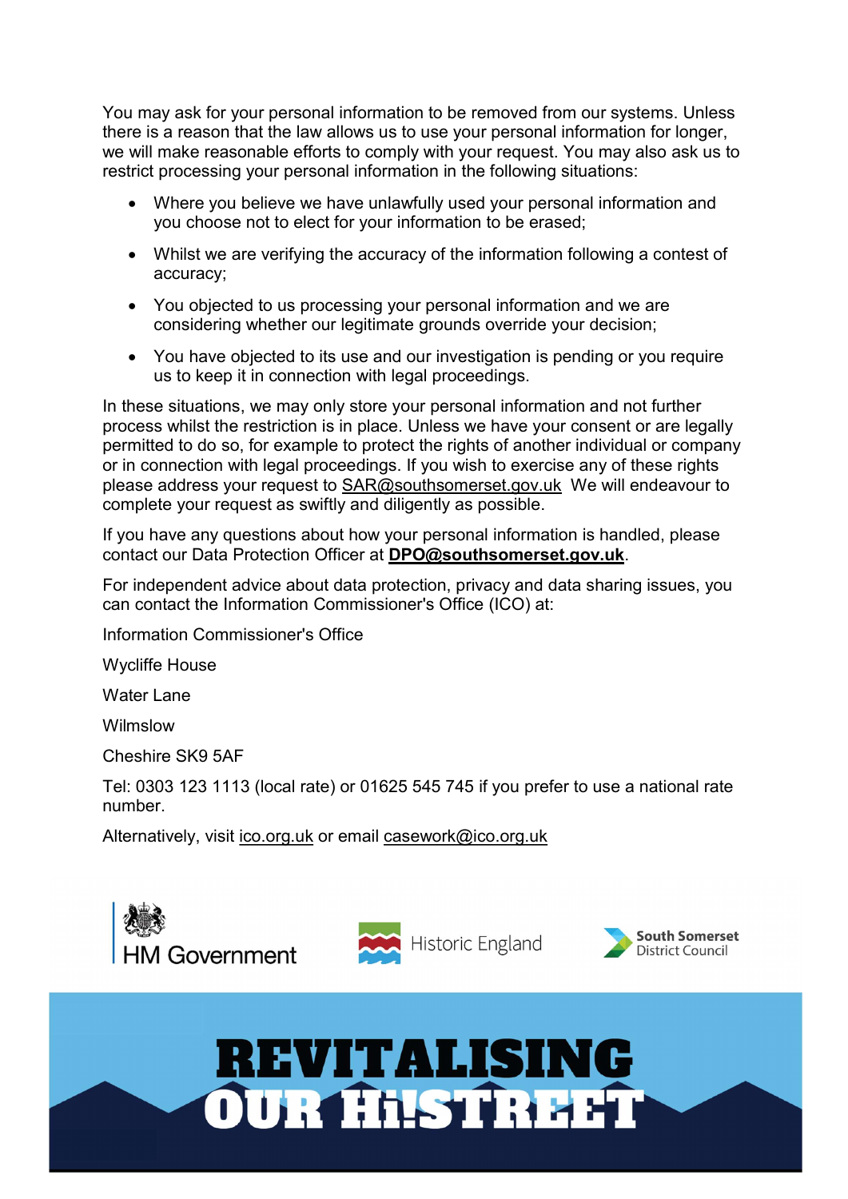You may ask for your personal information to be removed from our systems. Unless there is a reason that the law allows us to use your personal information for longer, we will make reasonable efforts to comply with your request. You may also ask us to restrict processing your personal information in the following situations:

- Where you believe we have unlawfully used your personal information and you choose not to elect for your information to be erased;
- Whilst we are verifying the accuracy of the information following a contest of accuracy;
- You objected to us processing your personal information and we are considering whether our legitimate grounds override your decision;
- You have objected to its use and our investigation is pending or you require us to keep it in connection with legal proceedings.

In these situations, we may only store your personal information and not further process whilst the restriction is in place. Unless we have your consent or are legally permitted to do so, for example to protect the rights of another individual or company or in connection with legal proceedings. If you wish to exercise any of these rights please address your request to SAR@southsomerset.gov.uk We will endeavour to complete your request as swiftly and diligently as possible.

If you have any questions about how your personal information is handled, please contact our Data Protection Officer at **DPO@southsomerset.gov.uk**.

For independent advice about data protection, privacy and data sharing issues, you can contact the Information Commissioner's Office (ICO) at:

Information Commissioner's Office

Wycliffe House

Water Lane

Wilmslow

Cheshire SK9 5AF

Tel: 0303 123 1113 (local rate) or 01625 545 745 if you prefer to use a national rate number.

Alternatively, visit ico.org.uk or email casework@ico.org.uk

HM Government

Historic England

South Somerset District Council

REVITALISING OUR HI!STREET